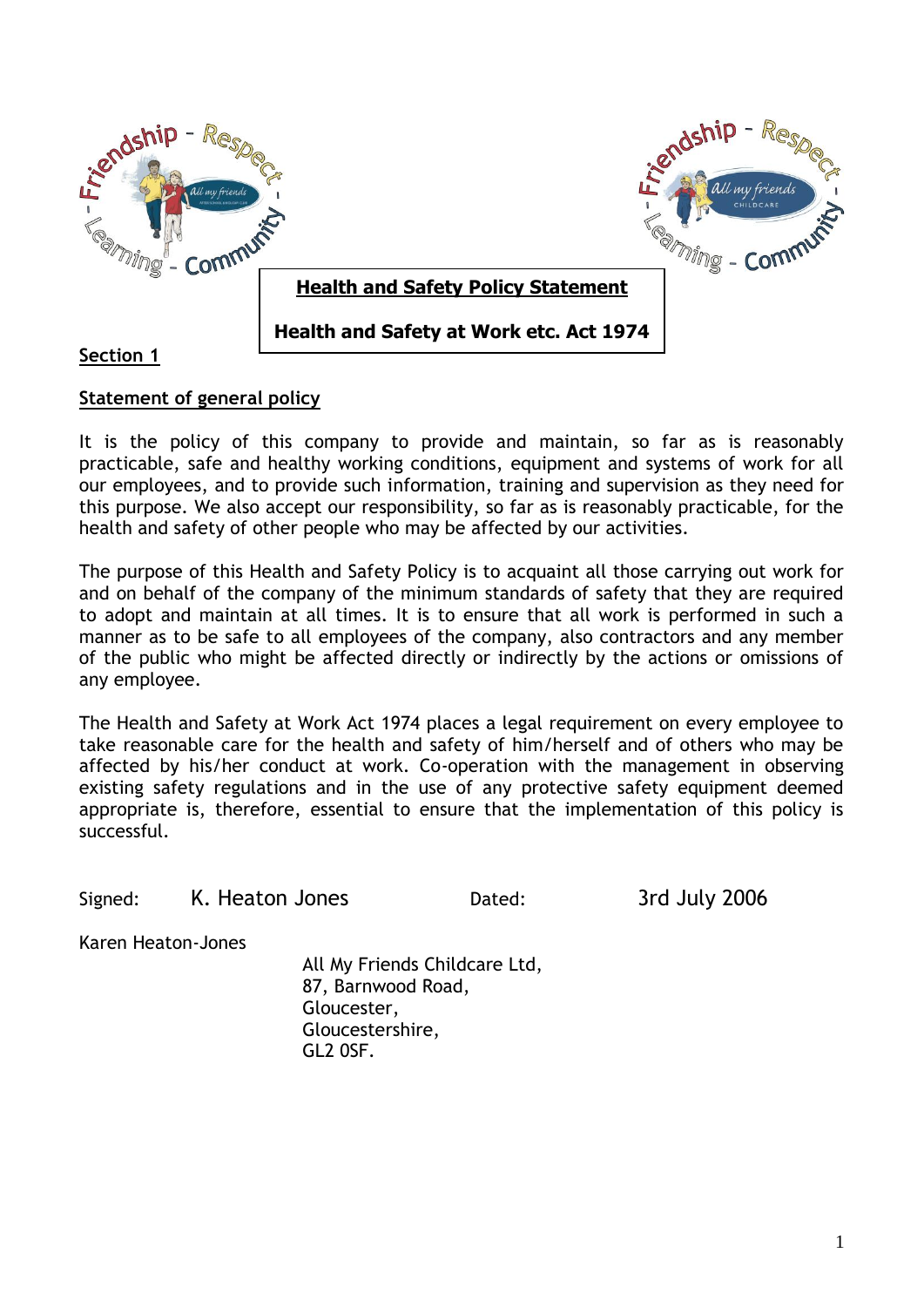# Health and Safety Policy Statement

## Health and Safety at Work etc. Act 1974

**Section 1**

**Statement of general policy**

It is the policy of this company to provide and maintain, so far as is reasonably practicable, safe and healthy working conditions, equipment and systems of work for all our employees, and to provide such information, training and supervision as they need for this purpose. We also accept our responsibility, so far as is reasonably practicable, for the health and safety of other people who may be affected by our activities.

The purpose of this Health and Safety Policy is to acquaint all those carrying out work for and on behalf of the company of the minimum standards of safety that they are required to adopt and maintain at all times. It is to ensure that all work is performed in such a manner as to be safe to all employees of the company, also contractors and any member of the public who might be affected directly or indirectly by the actions or omissions of any employee.

The Health and Safety at Work Act 1974 places a legal requirement on every employee to take reasonable care for the health and safety of him/herself and of others who may be affected by his/her conduct at work. Co-operation with the management in observing existing safety regulations and in the use of any protective safety equipment deemed appropriate is, therefore, essential to ensure that the implementation of this policy is successful.

Signed: K. Heaton Jones    Dated: 3rd July 2006

Karen Heaton-Jones

All My Friends Childcare Ltd,
87, Barnwood Road,
Gloucester,
Gloucestershire,
GL2 0SF.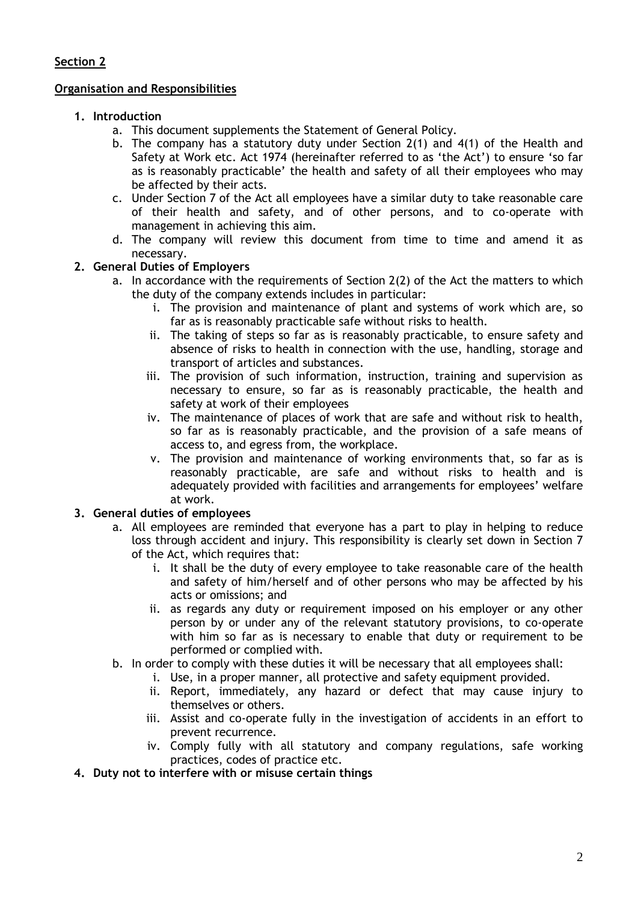## Section 2

### Organisation and Responsibilities

1. **Introduction**
    a. This document supplements the Statement of General Policy.
    b. The company has a statutory duty under Section 2(1) and 4(1) of the Health and Safety at Work etc. Act 1974 (hereinafter referred to as 'the Act') to ensure 'so far as is reasonably practicable' the health and safety of all their employees who may be affected by their acts.
    c. Under Section 7 of the Act all employees have a similar duty to take reasonable care of their health and safety, and of other persons, and to co-operate with management in achieving this aim.
    d. The company will review this document from time to time and amend it as necessary.
2. **General Duties of Employers**
    a. In accordance with the requirements of Section 2(2) of the Act the matters to which the duty of the company extends includes in particular:
        i. The provision and maintenance of plant and systems of work which are, so far as is reasonably practicable safe without risks to health.
        ii. The taking of steps so far as is reasonably practicable, to ensure safety and absence of risks to health in connection with the use, handling, storage and transport of articles and substances.
        iii. The provision of such information, instruction, training and supervision as necessary to ensure, so far as is reasonably practicable, the health and safety at work of their employees
        iv. The maintenance of places of work that are safe and without risk to health, so far as is reasonably practicable, and the provision of a safe means of access to, and egress from, the workplace.
        v. The provision and maintenance of working environments that, so far as is reasonably practicable, are safe and without risks to health and is adequately provided with facilities and arrangements for employees' welfare at work.
3. **General duties of employees**
    a. All employees are reminded that everyone has a part to play in helping to reduce loss through accident and injury. This responsibility is clearly set down in Section 7 of the Act, which requires that:
        i. It shall be the duty of every employee to take reasonable care of the health and safety of him/herself and of other persons who may be affected by his acts or omissions; and
        ii. as regards any duty or requirement imposed on his employer or any other person by or under any of the relevant statutory provisions, to co-operate with him so far as is necessary to enable that duty or requirement to be performed or complied with.
    b. In order to comply with these duties it will be necessary that all employees shall:
        i. Use, in a proper manner, all protective and safety equipment provided.
        ii. Report, immediately, any hazard or defect that may cause injury to themselves or others.
        iii. Assist and co-operate fully in the investigation of accidents in an effort to prevent recurrence.
        iv. Comply fully with all statutory and company regulations, safe working practices, codes of practice etc.
4. **Duty not to interfere with or misuse certain things**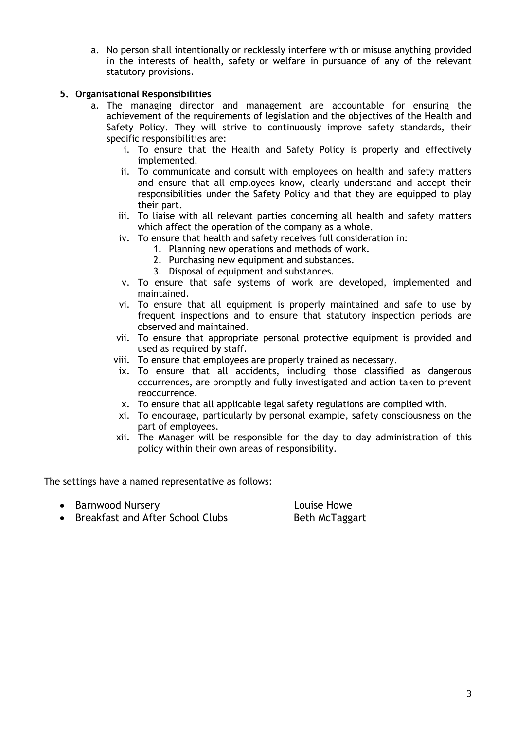a. No person shall intentionally or recklessly interfere with or misuse anything provided in the interests of health, safety or welfare in pursuance of any of the relevant statutory provisions.

5. **Organisational Responsibilities**

   a. The managing director and management are accountable for ensuring the achievement of the requirements of legislation and the objectives of the Health and Safety Policy. They will strive to continuously improve safety standards, their specific responsibilities are:

      i. To ensure that the Health and Safety Policy is properly and effectively implemented.

      ii. To communicate and consult with employees on health and safety matters and ensure that all employees know, clearly understand and accept their responsibilities under the Safety Policy and that they are equipped to play their part.

      iii. To liaise with all relevant parties concerning all health and safety matters which affect the operation of the company as a whole.

      iv. To ensure that health and safety receives full consideration in:

         1. Planning new operations and methods of work.
         2. Purchasing new equipment and substances.
         3. Disposal of equipment and substances.

      v. To ensure that safe systems of work are developed, implemented and maintained.

      vi. To ensure that all equipment is properly maintained and safe to use by frequent inspections and to ensure that statutory inspection periods are observed and maintained.

      vii. To ensure that appropriate personal protective equipment is provided and used as required by staff.

      viii. To ensure that employees are properly trained as necessary.

      ix. To ensure that all accidents, including those classified as dangerous occurrences, are promptly and fully investigated and action taken to prevent reoccurrence.

      x. To ensure that all applicable legal safety regulations are complied with.

      xi. To encourage, particularly by personal example, safety consciousness on the part of employees.

      xii. The Manager will be responsible for the day to day administration of this policy within their own areas of responsibility.

The settings have a named representative as follows:

- Barnwood Nursery — Louise Howe
- Breakfast and After School Clubs — Beth McTaggart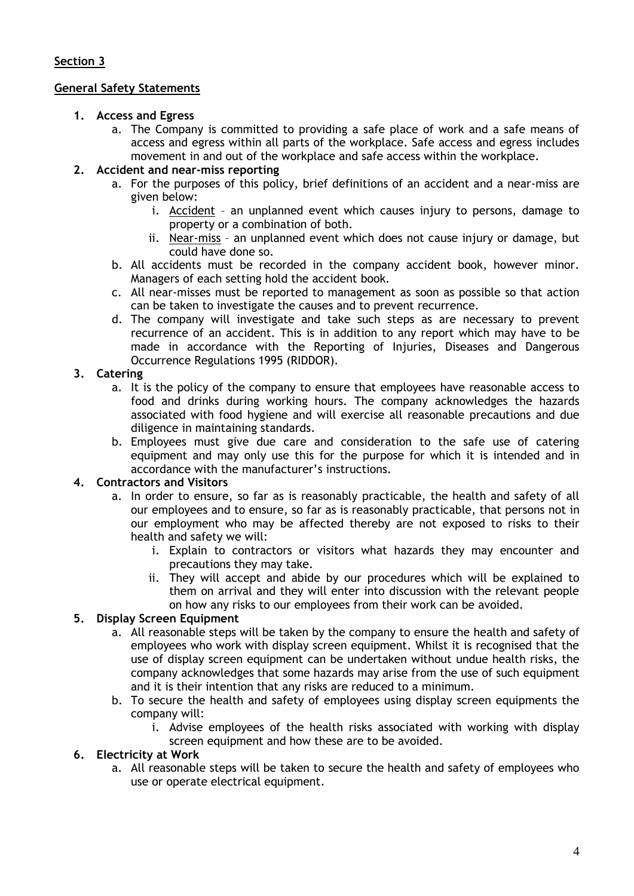**Section 3**

**General Safety Statements**

1. **Access and Egress**
   a. The Company is committed to providing a safe place of work and a safe means of access and egress within all parts of the workplace. Safe access and egress includes movement in and out of the workplace and safe access within the workplace.
2. **Accident and near-miss reporting**
   a. For the purposes of this policy, brief definitions of an accident and a near-miss are given below:
      i. Accident – an unplanned event which causes injury to persons, damage to property or a combination of both.
      ii. Near-miss – an unplanned event which does not cause injury or damage, but could have done so.
   b. All accidents must be recorded in the company accident book, however minor. Managers of each setting hold the accident book.
   c. All near-misses must be reported to management as soon as possible so that action can be taken to investigate the causes and to prevent recurrence.
   d. The company will investigate and take such steps as are necessary to prevent recurrence of an accident. This is in addition to any report which may have to be made in accordance with the Reporting of Injuries, Diseases and Dangerous Occurrence Regulations 1995 (RIDDOR).
3. **Catering**
   a. It is the policy of the company to ensure that employees have reasonable access to food and drinks during working hours. The company acknowledges the hazards associated with food hygiene and will exercise all reasonable precautions and due diligence in maintaining standards.
   b. Employees must give due care and consideration to the safe use of catering equipment and may only use this for the purpose for which it is intended and in accordance with the manufacturer's instructions.
4. **Contractors and Visitors**
   a. In order to ensure, so far as is reasonably practicable, the health and safety of all our employees and to ensure, so far as is reasonably practicable, that persons not in our employment who may be affected thereby are not exposed to risks to their health and safety we will:
      i. Explain to contractors or visitors what hazards they may encounter and precautions they may take.
      ii. They will accept and abide by our procedures which will be explained to them on arrival and they will enter into discussion with the relevant people on how any risks to our employees from their work can be avoided.
5. **Display Screen Equipment**
   a. All reasonable steps will be taken by the company to ensure the health and safety of employees who work with display screen equipment. Whilst it is recognised that the use of display screen equipment can be undertaken without undue health risks, the company acknowledges that some hazards may arise from the use of such equipment and it is their intention that any risks are reduced to a minimum.
   b. To secure the health and safety of employees using display screen equipments the company will:
      i. Advise employees of the health risks associated with working with display screen equipment and how these are to be avoided.
6. **Electricity at Work**
   a. All reasonable steps will be taken to secure the health and safety of employees who use or operate electrical equipment.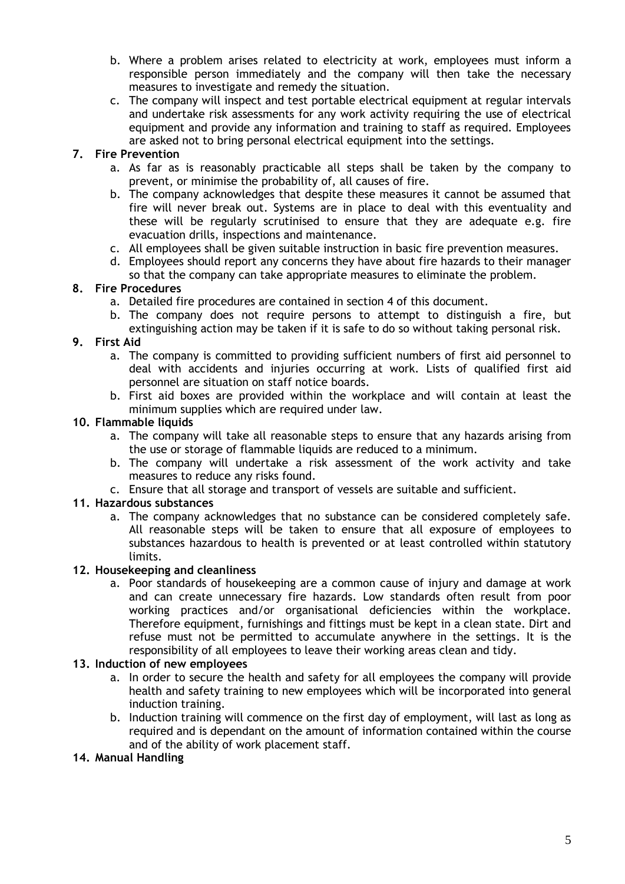b. Where a problem arises related to electricity at work, employees must inform a responsible person immediately and the company will then take the necessary measures to investigate and remedy the situation.
c. The company will inspect and test portable electrical equipment at regular intervals and undertake risk assessments for any work activity requiring the use of electrical equipment and provide any information and training to staff as required. Employees are asked not to bring personal electrical equipment into the settings.

**7. Fire Prevention**

a. As far as is reasonably practicable all steps shall be taken by the company to prevent, or minimise the probability of, all causes of fire.
b. The company acknowledges that despite these measures it cannot be assumed that fire will never break out. Systems are in place to deal with this eventuality and these will be regularly scrutinised to ensure that they are adequate e.g. fire evacuation drills, inspections and maintenance.
c. All employees shall be given suitable instruction in basic fire prevention measures.
d. Employees should report any concerns they have about fire hazards to their manager so that the company can take appropriate measures to eliminate the problem.

**8. Fire Procedures**

a. Detailed fire procedures are contained in section 4 of this document.
b. The company does not require persons to attempt to distinguish a fire, but extinguishing action may be taken if it is safe to do so without taking personal risk.

**9. First Aid**

a. The company is committed to providing sufficient numbers of first aid personnel to deal with accidents and injuries occurring at work. Lists of qualified first aid personnel are situation on staff notice boards.
b. First aid boxes are provided within the workplace and will contain at least the minimum supplies which are required under law.

**10. Flammable liquids**

a. The company will take all reasonable steps to ensure that any hazards arising from the use or storage of flammable liquids are reduced to a minimum.
b. The company will undertake a risk assessment of the work activity and take measures to reduce any risks found.
c. Ensure that all storage and transport of vessels are suitable and sufficient.

**11. Hazardous substances**

a. The company acknowledges that no substance can be considered completely safe. All reasonable steps will be taken to ensure that all exposure of employees to substances hazardous to health is prevented or at least controlled within statutory limits.

**12. Housekeeping and cleanliness**

a. Poor standards of housekeeping are a common cause of injury and damage at work and can create unnecessary fire hazards. Low standards often result from poor working practices and/or organisational deficiencies within the workplace. Therefore equipment, furnishings and fittings must be kept in a clean state. Dirt and refuse must not be permitted to accumulate anywhere in the settings. It is the responsibility of all employees to leave their working areas clean and tidy.

**13. Induction of new employees**

a. In order to secure the health and safety for all employees the company will provide health and safety training to new employees which will be incorporated into general induction training.
b. Induction training will commence on the first day of employment, will last as long as required and is dependant on the amount of information contained within the course and of the ability of work placement staff.

**14. Manual Handling**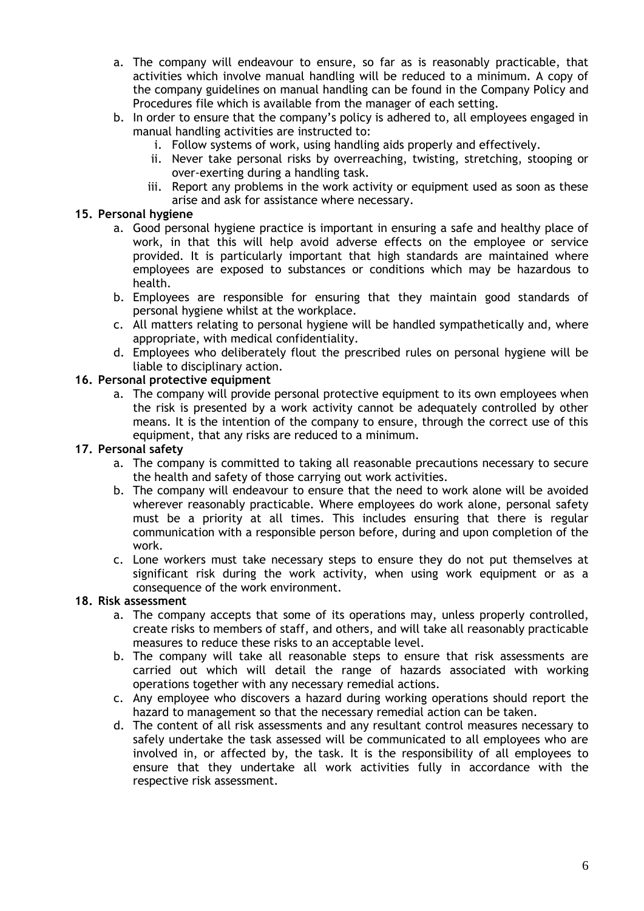a. The company will endeavour to ensure, so far as is reasonably practicable, that activities which involve manual handling will be reduced to a minimum. A copy of the company guidelines on manual handling can be found in the Company Policy and Procedures file which is available from the manager of each setting.
b. In order to ensure that the company's policy is adhered to, all employees engaged in manual handling activities are instructed to:
    i. Follow systems of work, using handling aids properly and effectively.
    ii. Never take personal risks by overreaching, twisting, stretching, stooping or over-exerting during a handling task.
    iii. Report any problems in the work activity or equipment used as soon as these arise and ask for assistance where necessary.

**15. Personal hygiene**

a. Good personal hygiene practice is important in ensuring a safe and healthy place of work, in that this will help avoid adverse effects on the employee or service provided. It is particularly important that high standards are maintained where employees are exposed to substances or conditions which may be hazardous to health.
b. Employees are responsible for ensuring that they maintain good standards of personal hygiene whilst at the workplace.
c. All matters relating to personal hygiene will be handled sympathetically and, where appropriate, with medical confidentiality.
d. Employees who deliberately flout the prescribed rules on personal hygiene will be liable to disciplinary action.

**16. Personal protective equipment**

a. The company will provide personal protective equipment to its own employees when the risk is presented by a work activity cannot be adequately controlled by other means. It is the intention of the company to ensure, through the correct use of this equipment, that any risks are reduced to a minimum.

**17. Personal safety**

a. The company is committed to taking all reasonable precautions necessary to secure the health and safety of those carrying out work activities.
b. The company will endeavour to ensure that the need to work alone will be avoided wherever reasonably practicable. Where employees do work alone, personal safety must be a priority at all times. This includes ensuring that there is regular communication with a responsible person before, during and upon completion of the work.
c. Lone workers must take necessary steps to ensure they do not put themselves at significant risk during the work activity, when using work equipment or as a consequence of the work environment.

**18. Risk assessment**

a. The company accepts that some of its operations may, unless properly controlled, create risks to members of staff, and others, and will take all reasonably practicable measures to reduce these risks to an acceptable level.
b. The company will take all reasonable steps to ensure that risk assessments are carried out which will detail the range of hazards associated with working operations together with any necessary remedial actions.
c. Any employee who discovers a hazard during working operations should report the hazard to management so that the necessary remedial action can be taken.
d. The content of all risk assessments and any resultant control measures necessary to safely undertake the task assessed will be communicated to all employees who are involved in, or affected by, the task. It is the responsibility of all employees to ensure that they undertake all work activities fully in accordance with the respective risk assessment.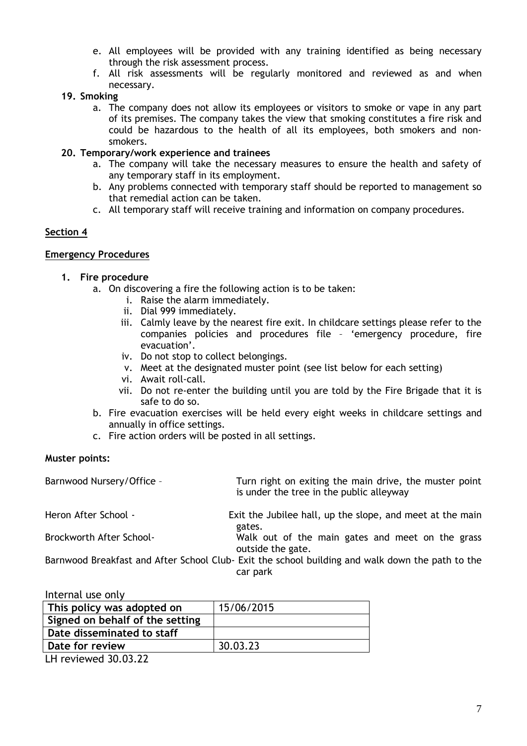e. All employees will be provided with any training identified as being necessary through the risk assessment process.
f. All risk assessments will be regularly monitored and reviewed as and when necessary.

**19. Smoking**

a. The company does not allow its employees or visitors to smoke or vape in any part of its premises. The company takes the view that smoking constitutes a fire risk and could be hazardous to the health of all its employees, both smokers and non-smokers.

**20. Temporary/work experience and trainees**

a. The company will take the necessary measures to ensure the health and safety of any temporary staff in its employment.
b. Any problems connected with temporary staff should be reported to management so that remedial action can be taken.
c. All temporary staff will receive training and information on company procedures.

## Section 4

## Emergency Procedures

**1. Fire procedure**

a. On discovering a fire the following action is to be taken:
   i. Raise the alarm immediately.
   ii. Dial 999 immediately.
   iii. Calmly leave by the nearest fire exit. In childcare settings please refer to the companies policies and procedures file – 'emergency procedure, fire evacuation'.
   iv. Do not stop to collect belongings.
   v. Meet at the designated muster point (see list below for each setting)
   vi. Await roll-call.
   vii. Do not re-enter the building until you are told by the Fire Brigade that it is safe to do so.

b. Fire evacuation exercises will be held every eight weeks in childcare settings and annually in office settings.
c. Fire action orders will be posted in all settings.

**Muster points:**

Barnwood Nursery/Office – Turn right on exiting the main drive, the muster point is under the tree in the public alleyway

Heron After School - Exit the Jubilee hall, up the slope, and meet at the main gates.

Brockworth After School- Walk out of the main gates and meet on the grass outside the gate.

Barnwood Breakfast and After School Club- Exit the school building and walk down the path to the car park

Internal use only

| | |
|---|---|
| **This policy was adopted on** | 15/06/2015 |
| **Signed on behalf of the setting** | |
| **Date disseminated to staff** | |
| **Date for review** | 30.03.23 |

LH reviewed 30.03.22